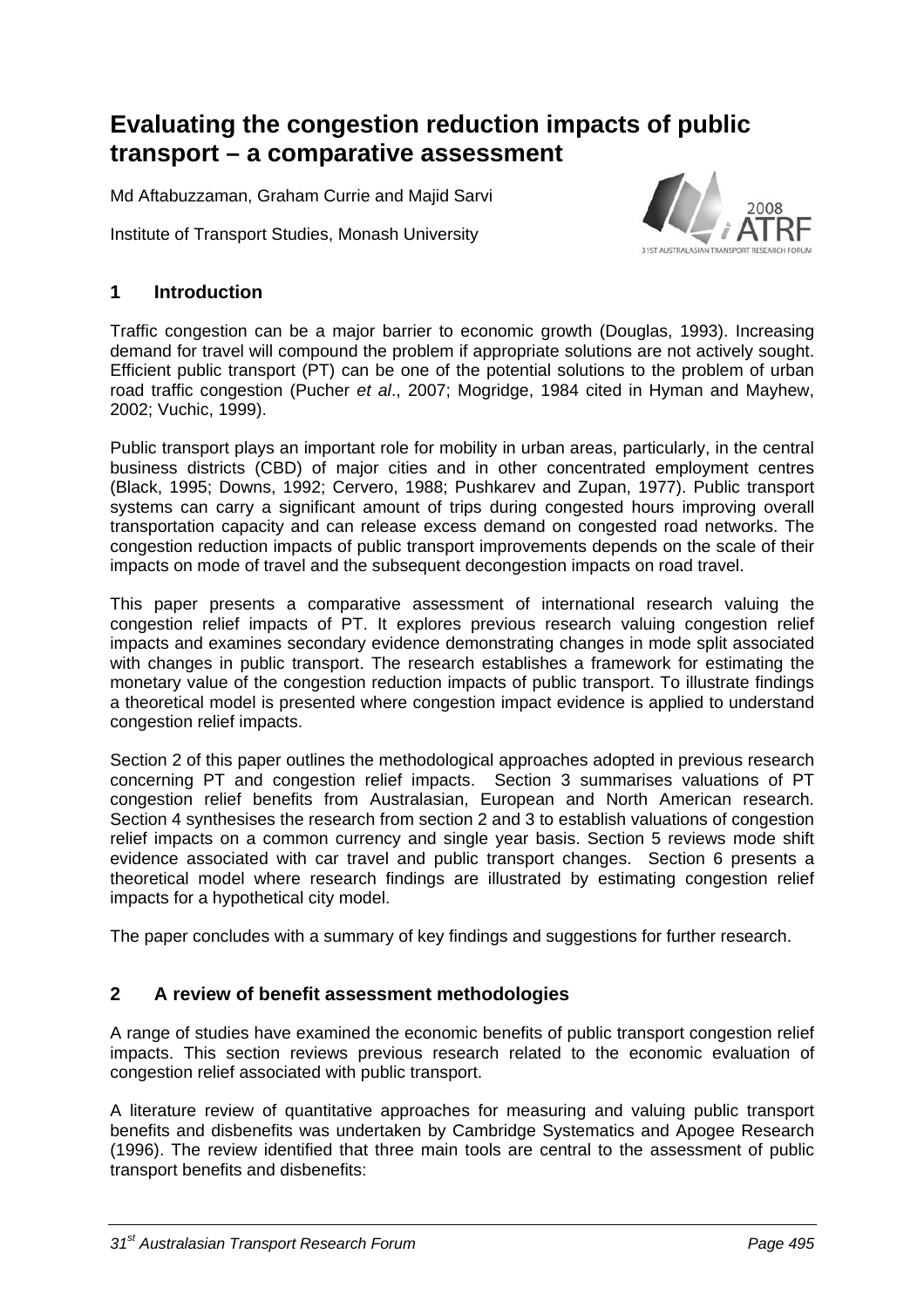# Evaluating the congestion reduction impacts of public transport – a comparative assessment

Md Aftabuzzaman, Graham Currie and Majid Sarvi

Institute of Transport Studies, Monash University

## 1 Introduction

Traffic congestion can be a major barrier to economic growth (Douglas, 1993). Increasing demand for travel will compound the problem if appropriate solutions are not actively sought. Efficient public transport (PT) can be one of the potential solutions to the problem of urban road traffic congestion (Pucher *et al*., 2007; Mogridge, 1984 cited in Hyman and Mayhew, 2002; Vuchic, 1999).

Public transport plays an important role for mobility in urban areas, particularly, in the central business districts (CBD) of major cities and in other concentrated employment centres (Black, 1995; Downs, 1992; Cervero, 1988; Pushkarev and Zupan, 1977). Public transport systems can carry a significant amount of trips during congested hours improving overall transportation capacity and can release excess demand on congested road networks. The congestion reduction impacts of public transport improvements depends on the scale of their impacts on mode of travel and the subsequent decongestion impacts on road travel.

This paper presents a comparative assessment of international research valuing the congestion relief impacts of PT. It explores previous research valuing congestion relief impacts and examines secondary evidence demonstrating changes in mode split associated with changes in public transport. The research establishes a framework for estimating the monetary value of the congestion reduction impacts of public transport. To illustrate findings a theoretical model is presented where congestion impact evidence is applied to understand congestion relief impacts.

Section 2 of this paper outlines the methodological approaches adopted in previous research concerning PT and congestion relief impacts. Section 3 summarises valuations of PT congestion relief benefits from Australasian, European and North American research. Section 4 synthesises the research from section 2 and 3 to establish valuations of congestion relief impacts on a common currency and single year basis. Section 5 reviews mode shift evidence associated with car travel and public transport changes. Section 6 presents a theoretical model where research findings are illustrated by estimating congestion relief impacts for a hypothetical city model.

The paper concludes with a summary of key findings and suggestions for further research.

## 2 A review of benefit assessment methodologies

A range of studies have examined the economic benefits of public transport congestion relief impacts. This section reviews previous research related to the economic evaluation of congestion relief associated with public transport.

A literature review of quantitative approaches for measuring and valuing public transport benefits and disbenefits was undertaken by Cambridge Systematics and Apogee Research (1996). The review identified that three main tools are central to the assessment of public transport benefits and disbenefits: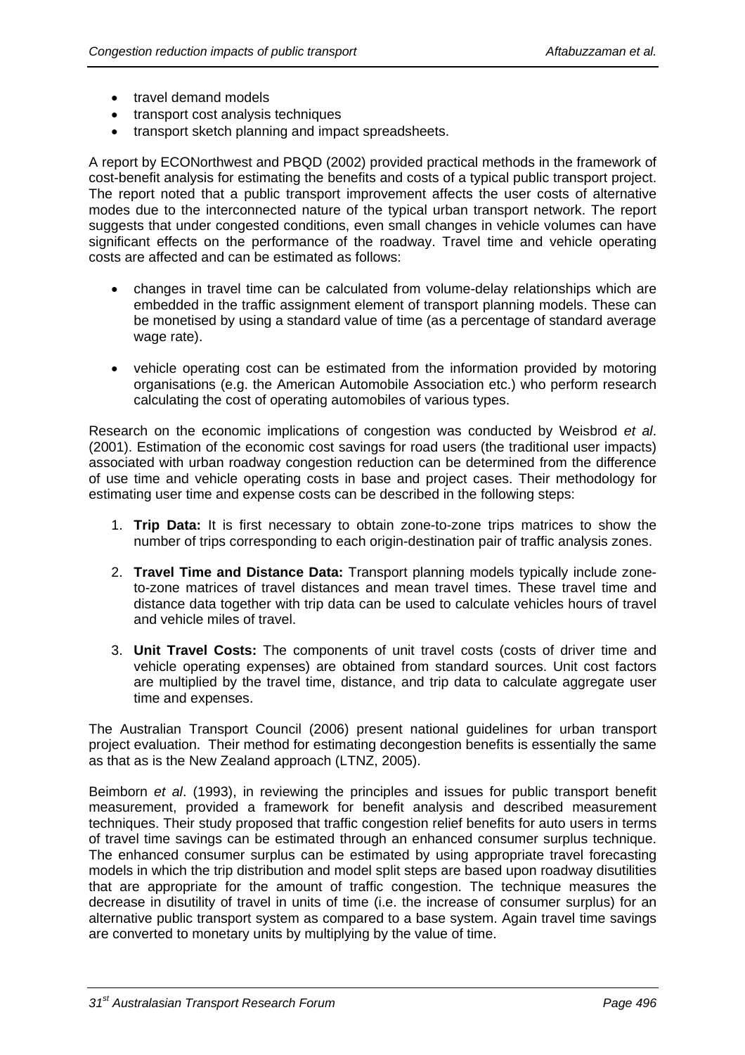- travel demand models
- transport cost analysis techniques
- transport sketch planning and impact spreadsheets.

A report by ECONorthwest and PBQD (2002) provided practical methods in the framework of cost-benefit analysis for estimating the benefits and costs of a typical public transport project. The report noted that a public transport improvement affects the user costs of alternative modes due to the interconnected nature of the typical urban transport network. The report suggests that under congested conditions, even small changes in vehicle volumes can have significant effects on the performance of the roadway. Travel time and vehicle operating costs are affected and can be estimated as follows:

- changes in travel time can be calculated from volume-delay relationships which are embedded in the traffic assignment element of transport planning models. These can be monetised by using a standard value of time (as a percentage of standard average wage rate).

- vehicle operating cost can be estimated from the information provided by motoring organisations (e.g. the American Automobile Association etc.) who perform research calculating the cost of operating automobiles of various types.

Research on the economic implications of congestion was conducted by Weisbrod *et al*. (2001). Estimation of the economic cost savings for road users (the traditional user impacts) associated with urban roadway congestion reduction can be determined from the difference of use time and vehicle operating costs in base and project cases. Their methodology for estimating user time and expense costs can be described in the following steps:

1. **Trip Data:** It is first necessary to obtain zone-to-zone trips matrices to show the number of trips corresponding to each origin-destination pair of traffic analysis zones.

2. **Travel Time and Distance Data:** Transport planning models typically include zone-to-zone matrices of travel distances and mean travel times. These travel time and distance data together with trip data can be used to calculate vehicles hours of travel and vehicle miles of travel.

3. **Unit Travel Costs:** The components of unit travel costs (costs of driver time and vehicle operating expenses) are obtained from standard sources. Unit cost factors are multiplied by the travel time, distance, and trip data to calculate aggregate user time and expenses.

The Australian Transport Council (2006) present national guidelines for urban transport project evaluation. Their method for estimating decongestion benefits is essentially the same as that as is the New Zealand approach (LTNZ, 2005).

Beimborn *et al*. (1993), in reviewing the principles and issues for public transport benefit measurement, provided a framework for benefit analysis and described measurement techniques. Their study proposed that traffic congestion relief benefits for auto users in terms of travel time savings can be estimated through an enhanced consumer surplus technique. The enhanced consumer surplus can be estimated by using appropriate travel forecasting models in which the trip distribution and model split steps are based upon roadway disutilities that are appropriate for the amount of traffic congestion. The technique measures the decrease in disutility of travel in units of time (i.e. the increase of consumer surplus) for an alternative public transport system as compared to a base system. Again travel time savings are converted to monetary units by multiplying by the value of time.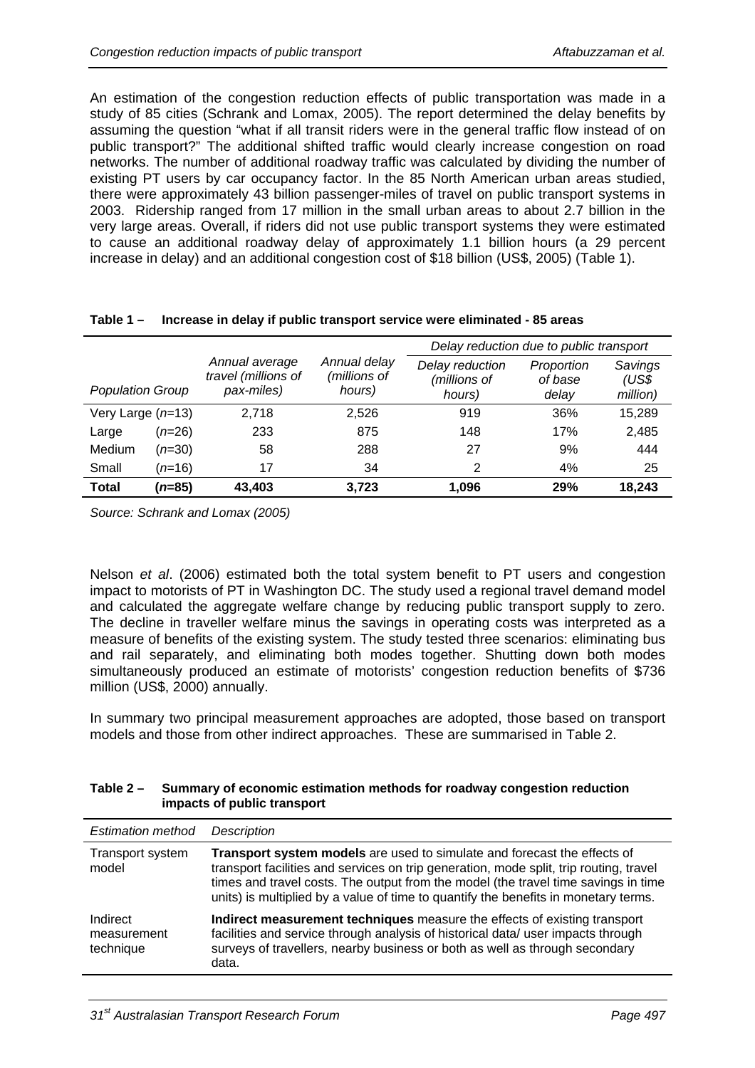An estimation of the congestion reduction effects of public transportation was made in a study of 85 cities (Schrank and Lomax, 2005). The report determined the delay benefits by assuming the question "what if all transit riders were in the general traffic flow instead of on public transport?" The additional shifted traffic would clearly increase congestion on road networks. The number of additional roadway traffic was calculated by dividing the number of existing PT users by car occupancy factor. In the 85 North American urban areas studied, there were approximately 43 billion passenger-miles of travel on public transport systems in 2003. Ridership ranged from 17 million in the small urban areas to about 2.7 billion in the very large areas. Overall, if riders did not use public transport systems they were estimated to cause an additional roadway delay of approximately 1.1 billion hours (a 29 percent increase in delay) and an additional congestion cost of $18 billion (US$, 2005) (Table 1).

**Table 1 – Increase in delay if public transport service were eliminated - 85 areas**

| | | | | *Delay reduction due to public transport* | | |
|---|---|---|---|---|---|---|
| *Population Group* | | *Annual average travel (millions of pax-miles)* | *Annual delay (millions of hours)* | *Delay reduction (millions of hours)* | *Proportion of base delay* | *Savings (US$ million)* |
| Very Large (*n*=13) | | 2,718 | 2,526 | 919 | 36% | 15,289 |
| Large | (*n*=26) | 233 | 875 | 148 | 17% | 2,485 |
| Medium | (*n*=30) | 58 | 288 | 27 | 9% | 444 |
| Small | (*n*=16) | 17 | 34 | 2 | 4% | 25 |
| **Total** | **(*n*=85)** | **43,403** | **3,723** | **1,096** | **29%** | **18,243** |

*Source: Schrank and Lomax (2005)*

Nelson *et al*. (2006) estimated both the total system benefit to PT users and congestion impact to motorists of PT in Washington DC. The study used a regional travel demand model and calculated the aggregate welfare change by reducing public transport supply to zero. The decline in traveller welfare minus the savings in operating costs was interpreted as a measure of benefits of the existing system. The study tested three scenarios: eliminating bus and rail separately, and eliminating both modes together. Shutting down both modes simultaneously produced an estimate of motorists' congestion reduction benefits of $736 million (US$, 2000) annually.

In summary two principal measurement approaches are adopted, those based on transport models and those from other indirect approaches. These are summarised in Table 2.

**Table 2 – Summary of economic estimation methods for roadway congestion reduction impacts of public transport**

| *Estimation method* | *Description* |
|---|---|
| Transport system model | **Transport system models** are used to simulate and forecast the effects of transport facilities and services on trip generation, mode split, trip routing, travel times and travel costs. The output from the model (the travel time savings in time units) is multiplied by a value of time to quantify the benefits in monetary terms. |
| Indirect measurement technique | **Indirect measurement techniques** measure the effects of existing transport facilities and service through analysis of historical data/ user impacts through surveys of travellers, nearby business or both as well as through secondary data. |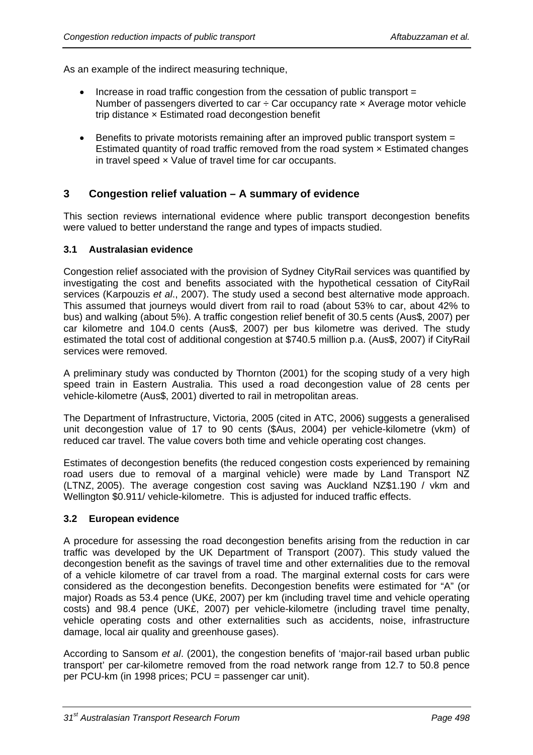As an example of the indirect measuring technique,

- Increase in road traffic congestion from the cessation of public transport = Number of passengers diverted to car ÷ Car occupancy rate × Average motor vehicle trip distance × Estimated road decongestion benefit
- Benefits to private motorists remaining after an improved public transport system = Estimated quantity of road traffic removed from the road system × Estimated changes in travel speed × Value of travel time for car occupants.

## 3 Congestion relief valuation – A summary of evidence

This section reviews international evidence where public transport decongestion benefits were valued to better understand the range and types of impacts studied.

### 3.1 Australasian evidence

Congestion relief associated with the provision of Sydney CityRail services was quantified by investigating the cost and benefits associated with the hypothetical cessation of CityRail services (Karpouzis *et al*., 2007). The study used a second best alternative mode approach. This assumed that journeys would divert from rail to road (about 53% to car, about 42% to bus) and walking (about 5%). A traffic congestion relief benefit of 30.5 cents (Aus$, 2007) per car kilometre and 104.0 cents (Aus$, 2007) per bus kilometre was derived. The study estimated the total cost of additional congestion at $740.5 million p.a. (Aus$, 2007) if CityRail services were removed.

A preliminary study was conducted by Thornton (2001) for the scoping study of a very high speed train in Eastern Australia. This used a road decongestion value of 28 cents per vehicle-kilometre (Aus$, 2001) diverted to rail in metropolitan areas.

The Department of Infrastructure, Victoria, 2005 (cited in ATC, 2006) suggests a generalised unit decongestion value of 17 to 90 cents ($Aus, 2004) per vehicle-kilometre (vkm) of reduced car travel. The value covers both time and vehicle operating cost changes.

Estimates of decongestion benefits (the reduced congestion costs experienced by remaining road users due to removal of a marginal vehicle) were made by Land Transport NZ (LTNZ, 2005). The average congestion cost saving was Auckland NZ$1.190 / vkm and Wellington $0.911/ vehicle-kilometre. This is adjusted for induced traffic effects.

### 3.2 European evidence

A procedure for assessing the road decongestion benefits arising from the reduction in car traffic was developed by the UK Department of Transport (2007). This study valued the decongestion benefit as the savings of travel time and other externalities due to the removal of a vehicle kilometre of car travel from a road. The marginal external costs for cars were considered as the decongestion benefits. Decongestion benefits were estimated for "A" (or major) Roads as 53.4 pence (UK£, 2007) per km (including travel time and vehicle operating costs) and 98.4 pence (UK£, 2007) per vehicle-kilometre (including travel time penalty, vehicle operating costs and other externalities such as accidents, noise, infrastructure damage, local air quality and greenhouse gases).

According to Sansom *et al*. (2001), the congestion benefits of 'major-rail based urban public transport' per car-kilometre removed from the road network range from 12.7 to 50.8 pence per PCU-km (in 1998 prices; PCU = passenger car unit).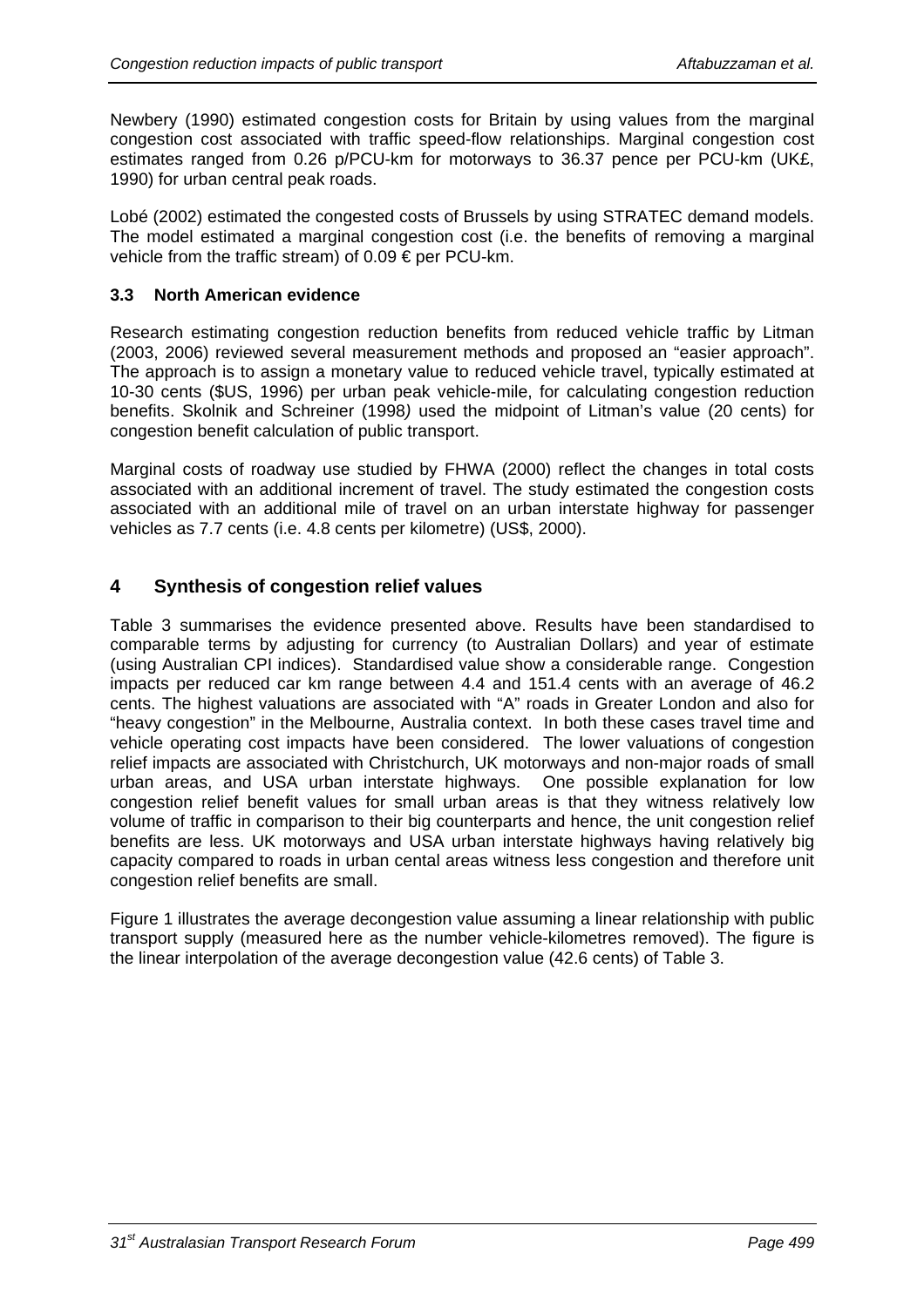Newbery (1990) estimated congestion costs for Britain by using values from the marginal congestion cost associated with traffic speed-flow relationships. Marginal congestion cost estimates ranged from 0.26 p/PCU-km for motorways to 36.37 pence per PCU-km (UK£, 1990) for urban central peak roads.

Lobé (2002) estimated the congested costs of Brussels by using STRATEC demand models. The model estimated a marginal congestion cost (i.e. the benefits of removing a marginal vehicle from the traffic stream) of 0.09 € per PCU-km.

### 3.3 North American evidence

Research estimating congestion reduction benefits from reduced vehicle traffic by Litman (2003, 2006) reviewed several measurement methods and proposed an "easier approach". The approach is to assign a monetary value to reduced vehicle travel, typically estimated at 10-30 cents ($US, 1996) per urban peak vehicle-mile, for calculating congestion reduction benefits. Skolnik and Schreiner (1998*)* used the midpoint of Litman's value (20 cents) for congestion benefit calculation of public transport.

Marginal costs of roadway use studied by FHWA (2000) reflect the changes in total costs associated with an additional increment of travel. The study estimated the congestion costs associated with an additional mile of travel on an urban interstate highway for passenger vehicles as 7.7 cents (i.e. 4.8 cents per kilometre) (US$, 2000).

## 4 Synthesis of congestion relief values

Table 3 summarises the evidence presented above. Results have been standardised to comparable terms by adjusting for currency (to Australian Dollars) and year of estimate (using Australian CPI indices). Standardised value show a considerable range. Congestion impacts per reduced car km range between 4.4 and 151.4 cents with an average of 46.2 cents. The highest valuations are associated with "A" roads in Greater London and also for "heavy congestion" in the Melbourne, Australia context. In both these cases travel time and vehicle operating cost impacts have been considered. The lower valuations of congestion relief impacts are associated with Christchurch, UK motorways and non-major roads of small urban areas, and USA urban interstate highways. One possible explanation for low congestion relief benefit values for small urban areas is that they witness relatively low volume of traffic in comparison to their big counterparts and hence, the unit congestion relief benefits are less. UK motorways and USA urban interstate highways having relatively big capacity compared to roads in urban cental areas witness less congestion and therefore unit congestion relief benefits are small.

Figure 1 illustrates the average decongestion value assuming a linear relationship with public transport supply (measured here as the number vehicle-kilometres removed). The figure is the linear interpolation of the average decongestion value (42.6 cents) of Table 3.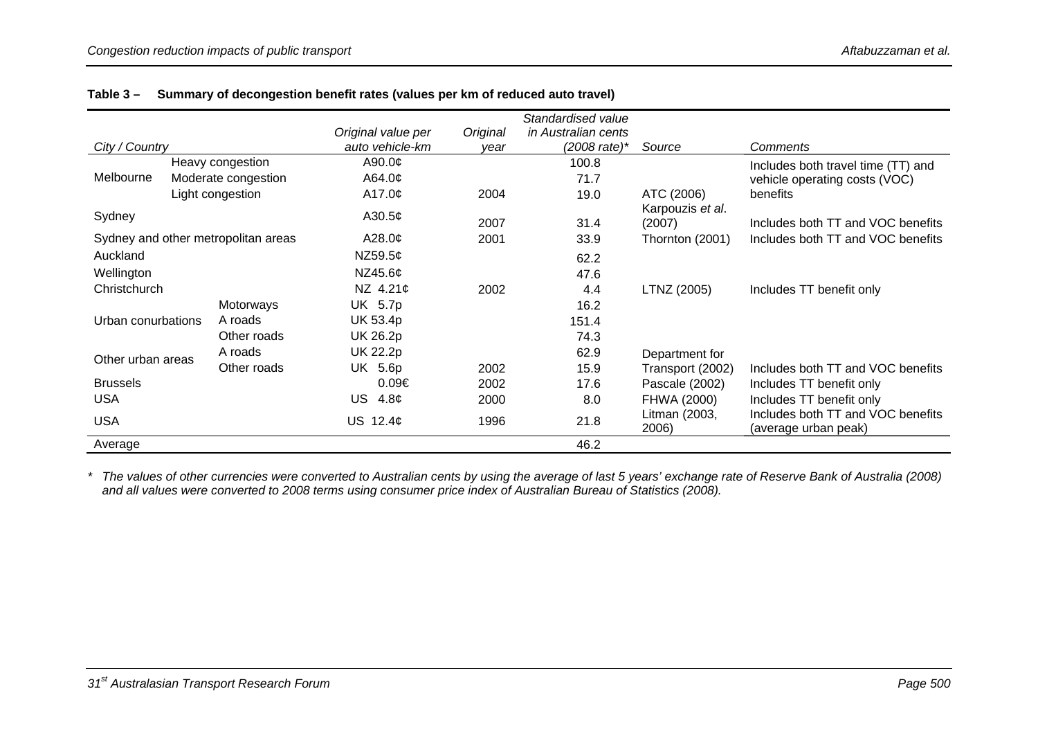**Table 3 – Summary of decongestion benefit rates (values per km of reduced auto travel)**

| *City / Country* | | *Original value per auto vehicle-km* | *Original year* | *Standardised value in Australian cents (2008 rate)\** | *Source* | *Comments* |
|---|---|---|---|---|---|---|
| Melbourne | Heavy congestion | A90.0¢ | | 100.8 | | Includes both travel time (TT) and vehicle operating costs (VOC) benefits |
| | Moderate congestion | A64.0¢ | | 71.7 | | |
| | Light congestion | A17.0¢ | 2004 | 19.0 | ATC (2006) | |
| Sydney | | A30.5¢ | 2007 | 31.4 | Karpouzis *et al*. (2007) | Includes both TT and VOC benefits |
| Sydney and other metropolitan areas | | A28.0¢ | 2001 | 33.9 | Thornton (2001) | Includes both TT and VOC benefits |
| Auckland | | NZ59.5¢ | | 62.2 | | |
| Wellington | | NZ45.6¢ | | 47.6 | | |
| Christchurch | | NZ 4.21¢ | 2002 | 4.4 | LTNZ (2005) | Includes TT benefit only |
| Urban conurbations | Motorways | UK 5.7p | | 16.2 | | |
| | A roads | UK 53.4p | | 151.4 | | |
| | Other roads | UK 26.2p | | 74.3 | | |
| Other urban areas | A roads | UK 22.2p | | 62.9 | Department for Transport (2002) | Includes both TT and VOC benefits |
| | Other roads | UK 5.6p | 2002 | 15.9 | | |
| Brussels | | 0.09€ | 2002 | 17.6 | Pascale (2002) | Includes TT benefit only |
| USA | | US 4.8¢ | 2000 | 8.0 | FHWA (2000) | Includes TT benefit only |
| USA | | US 12.4¢ | 1996 | 21.8 | Litman (2003, 2006) | Includes both TT and VOC benefits (average urban peak) |
| Average | | | | 46.2 | | |

\* *The values of other currencies were converted to Australian cents by using the average of last 5 years' exchange rate of Reserve Bank of Australia (2008) and all values were converted to 2008 terms using consumer price index of Australian Bureau of Statistics (2008).*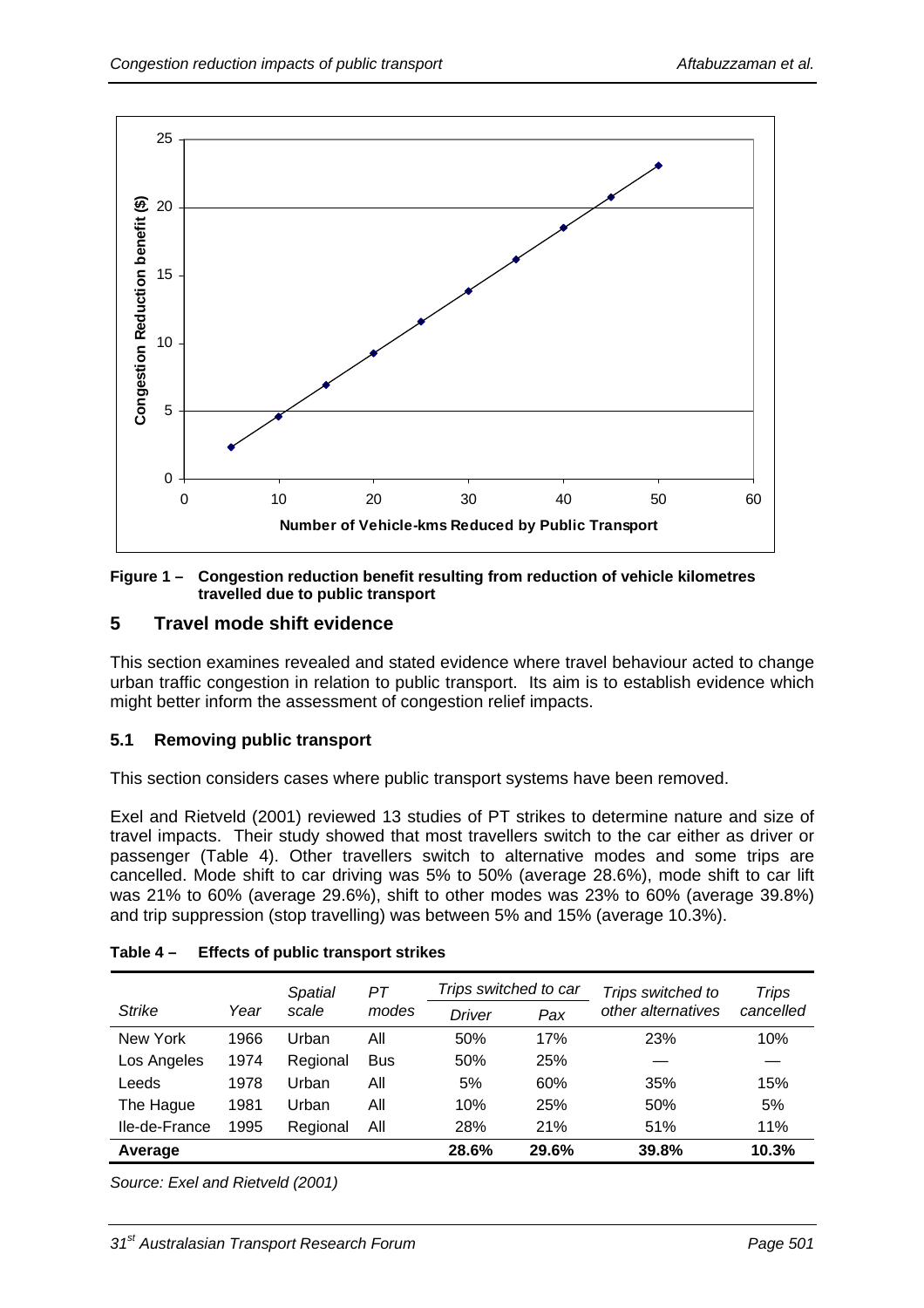Figure 1 – Congestion reduction benefit resulting from reduction of vehicle kilometres travelled due to public transport

## 5 Travel mode shift evidence

This section examines revealed and stated evidence where travel behaviour acted to change urban traffic congestion in relation to public transport. Its aim is to establish evidence which might better inform the assessment of congestion relief impacts.

### 5.1 Removing public transport

This section considers cases where public transport systems have been removed.

Exel and Rietveld (2001) reviewed 13 studies of PT strikes to determine nature and size of travel impacts. Their study showed that most travellers switch to the car either as driver or passenger (Table 4). Other travellers switch to alternative modes and some trips are cancelled. Mode shift to car driving was 5% to 50% (average 28.6%), mode shift to car lift was 21% to 60% (average 29.6%), shift to other modes was 23% to 60% (average 39.8%) and trip suppression (stop travelling) was between 5% and 15% (average 10.3%).

**Table 4 – Effects of public transport strikes**

| *Strike* | *Year* | *Spatial scale* | *PT modes* | *Trips switched to car* | | *Trips switched to other alternatives* | *Trips cancelled* |
|---|---|---|---|---|---|---|---|
| | | | | *Driver* | *Pax* | | |
| New York | 1966 | Urban | All | 50% | 17% | 23% | 10% |
| Los Angeles | 1974 | Regional | Bus | 50% | 25% | — | — |
| Leeds | 1978 | Urban | All | 5% | 60% | 35% | 15% |
| The Hague | 1981 | Urban | All | 10% | 25% | 50% | 5% |
| Ile-de-France | 1995 | Regional | All | 28% | 21% | 51% | 11% |
| **Average** | | | | **28.6%** | **29.6%** | **39.8%** | **10.3%** |

*Source: Exel and Rietveld (2001)*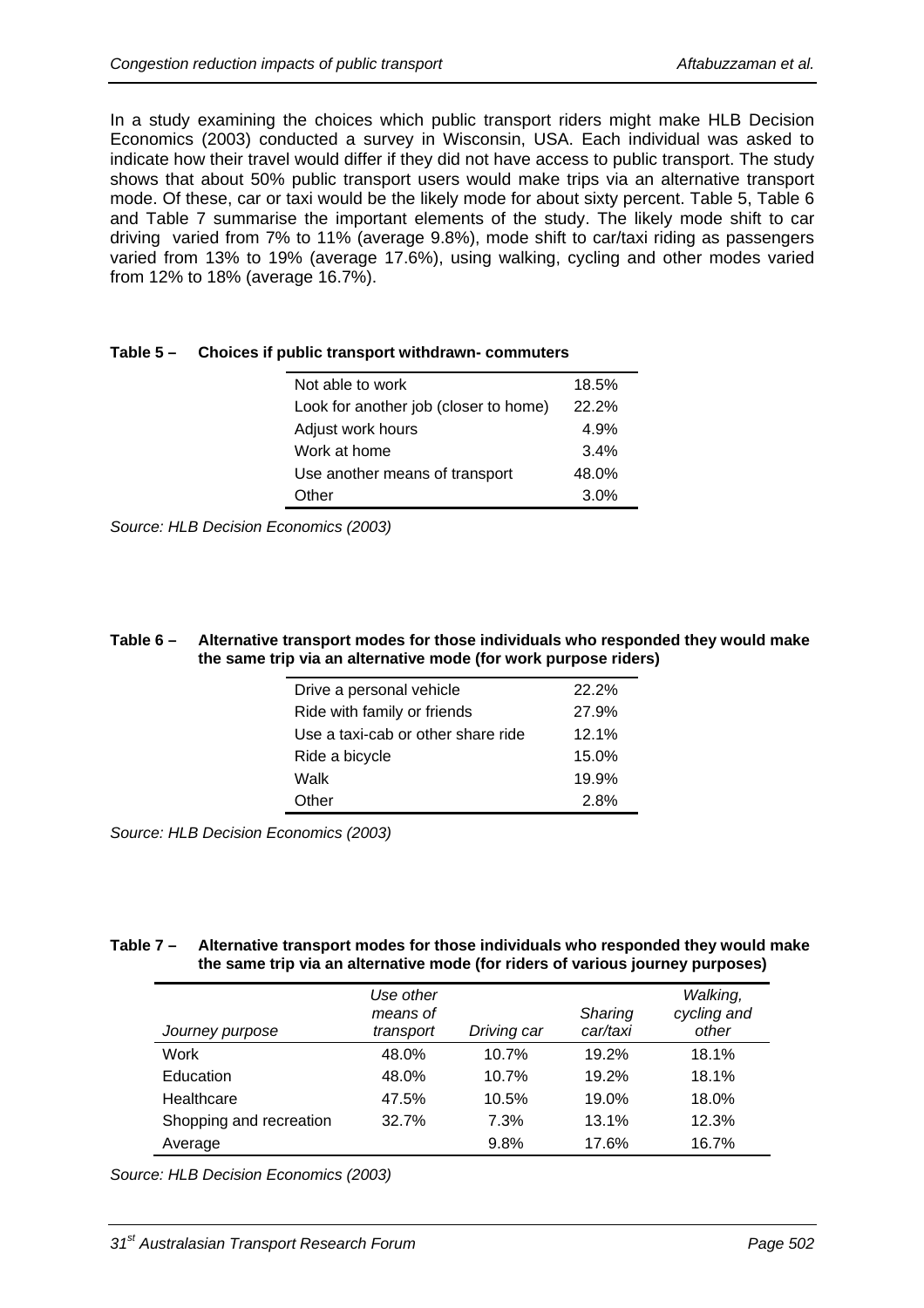In a study examining the choices which public transport riders might make HLB Decision Economics (2003) conducted a survey in Wisconsin, USA. Each individual was asked to indicate how their travel would differ if they did not have access to public transport. The study shows that about 50% public transport users would make trips via an alternative transport mode. Of these, car or taxi would be the likely mode for about sixty percent. Table 5, Table 6 and Table 7 summarise the important elements of the study. The likely mode shift to car driving varied from 7% to 11% (average 9.8%), mode shift to car/taxi riding as passengers varied from 13% to 19% (average 17.6%), using walking, cycling and other modes varied from 12% to 18% (average 16.7%).

**Table 5 – Choices if public transport withdrawn- commuters**

| | |
|---|---|
| Not able to work | 18.5% |
| Look for another job (closer to home) | 22.2% |
| Adjust work hours | 4.9% |
| Work at home | 3.4% |
| Use another means of transport | 48.0% |
| Other | 3.0% |

*Source: HLB Decision Economics (2003)*

**Table 6 – Alternative transport modes for those individuals who responded they would make the same trip via an alternative mode (for work purpose riders)**

| | |
|---|---|
| Drive a personal vehicle | 22.2% |
| Ride with family or friends | 27.9% |
| Use a taxi-cab or other share ride | 12.1% |
| Ride a bicycle | 15.0% |
| Walk | 19.9% |
| Other | 2.8% |

*Source: HLB Decision Economics (2003)*

**Table 7 – Alternative transport modes for those individuals who responded they would make the same trip via an alternative mode (for riders of various journey purposes)**

| *Journey purpose* | *Use other means of transport* | *Driving car* | *Sharing car/taxi* | *Walking, cycling and other* |
|---|---|---|---|---|
| Work | 48.0% | 10.7% | 19.2% | 18.1% |
| Education | 48.0% | 10.7% | 19.2% | 18.1% |
| Healthcare | 47.5% | 10.5% | 19.0% | 18.0% |
| Shopping and recreation | 32.7% | 7.3% | 13.1% | 12.3% |
| Average | | 9.8% | 17.6% | 16.7% |

*Source: HLB Decision Economics (2003)*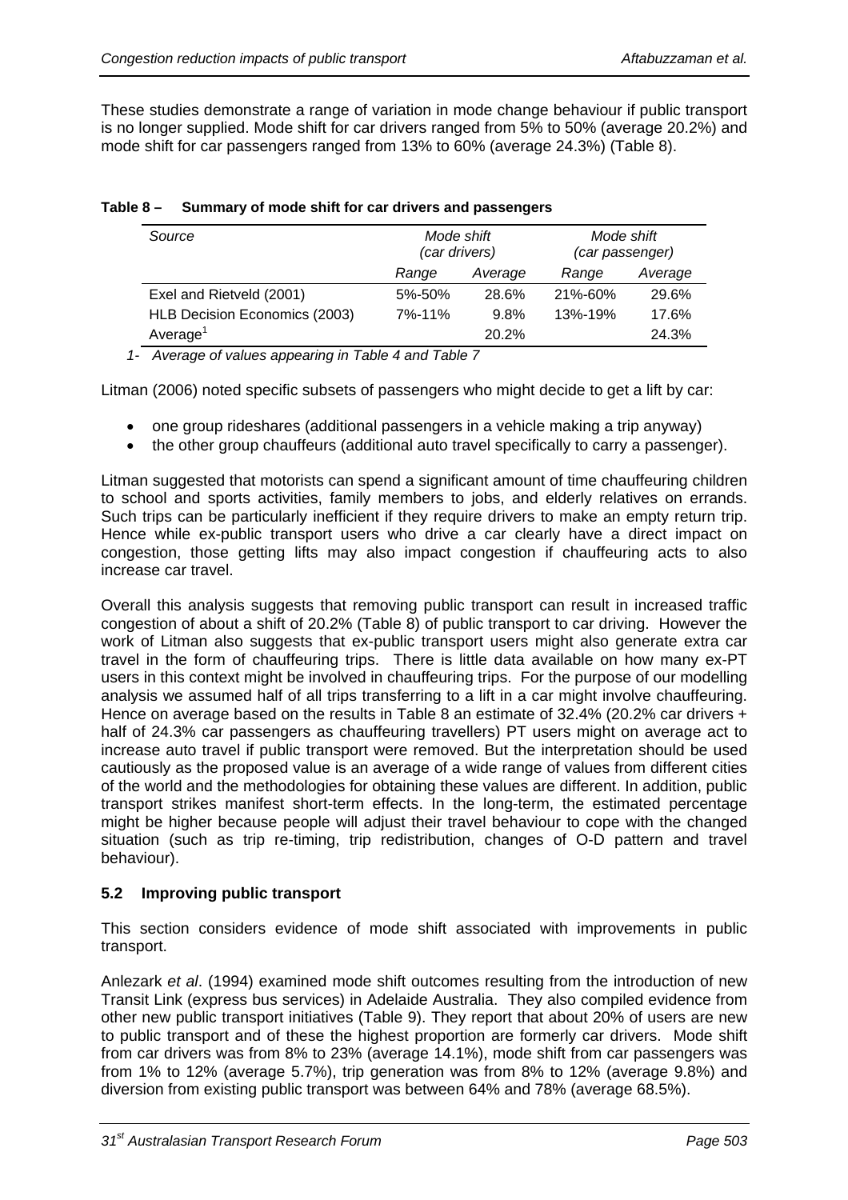These studies demonstrate a range of variation in mode change behaviour if public transport is no longer supplied. Mode shift for car drivers ranged from 5% to 50% (average 20.2%) and mode shift for car passengers ranged from 13% to 60% (average 24.3%) (Table 8).

**Table 8 – Summary of mode shift for car drivers and passengers**

| *Source* | *Mode shift (car drivers)* | | *Mode shift (car passenger)* | |
|---|---|---|---|---|
| | *Range* | *Average* | *Range* | *Average* |
| Exel and Rietveld (2001) | 5%-50% | 28.6% | 21%-60% | 29.6% |
| HLB Decision Economics (2003) | 7%-11% | 9.8% | 13%-19% | 17.6% |
| Average[1] | | 20.2% | | 24.3% |

*1- Average of values appearing in Table 4 and Table 7*

Litman (2006) noted specific subsets of passengers who might decide to get a lift by car:

- one group rideshares (additional passengers in a vehicle making a trip anyway)
- the other group chauffeurs (additional auto travel specifically to carry a passenger).

Litman suggested that motorists can spend a significant amount of time chauffeuring children to school and sports activities, family members to jobs, and elderly relatives on errands. Such trips can be particularly inefficient if they require drivers to make an empty return trip. Hence while ex-public transport users who drive a car clearly have a direct impact on congestion, those getting lifts may also impact congestion if chauffeuring acts to also increase car travel.

Overall this analysis suggests that removing public transport can result in increased traffic congestion of about a shift of 20.2% (Table 8) of public transport to car driving. However the work of Litman also suggests that ex-public transport users might also generate extra car travel in the form of chauffeuring trips. There is little data available on how many ex-PT users in this context might be involved in chauffeuring trips. For the purpose of our modelling analysis we assumed half of all trips transferring to a lift in a car might involve chauffeuring. Hence on average based on the results in Table 8 an estimate of 32.4% (20.2% car drivers + half of 24.3% car passengers as chauffeuring travellers) PT users might on average act to increase auto travel if public transport were removed. But the interpretation should be used cautiously as the proposed value is an average of a wide range of values from different cities of the world and the methodologies for obtaining these values are different. In addition, public transport strikes manifest short-term effects. In the long-term, the estimated percentage might be higher because people will adjust their travel behaviour to cope with the changed situation (such as trip re-timing, trip redistribution, changes of O-D pattern and travel behaviour).

### 5.2 Improving public transport

This section considers evidence of mode shift associated with improvements in public transport.

Anlezark *et al*. (1994) examined mode shift outcomes resulting from the introduction of new Transit Link (express bus services) in Adelaide Australia. They also compiled evidence from other new public transport initiatives (Table 9). They report that about 20% of users are new to public transport and of these the highest proportion are formerly car drivers. Mode shift from car drivers was from 8% to 23% (average 14.1%), mode shift from car passengers was from 1% to 12% (average 5.7%), trip generation was from 8% to 12% (average 9.8%) and diversion from existing public transport was between 64% and 78% (average 68.5%).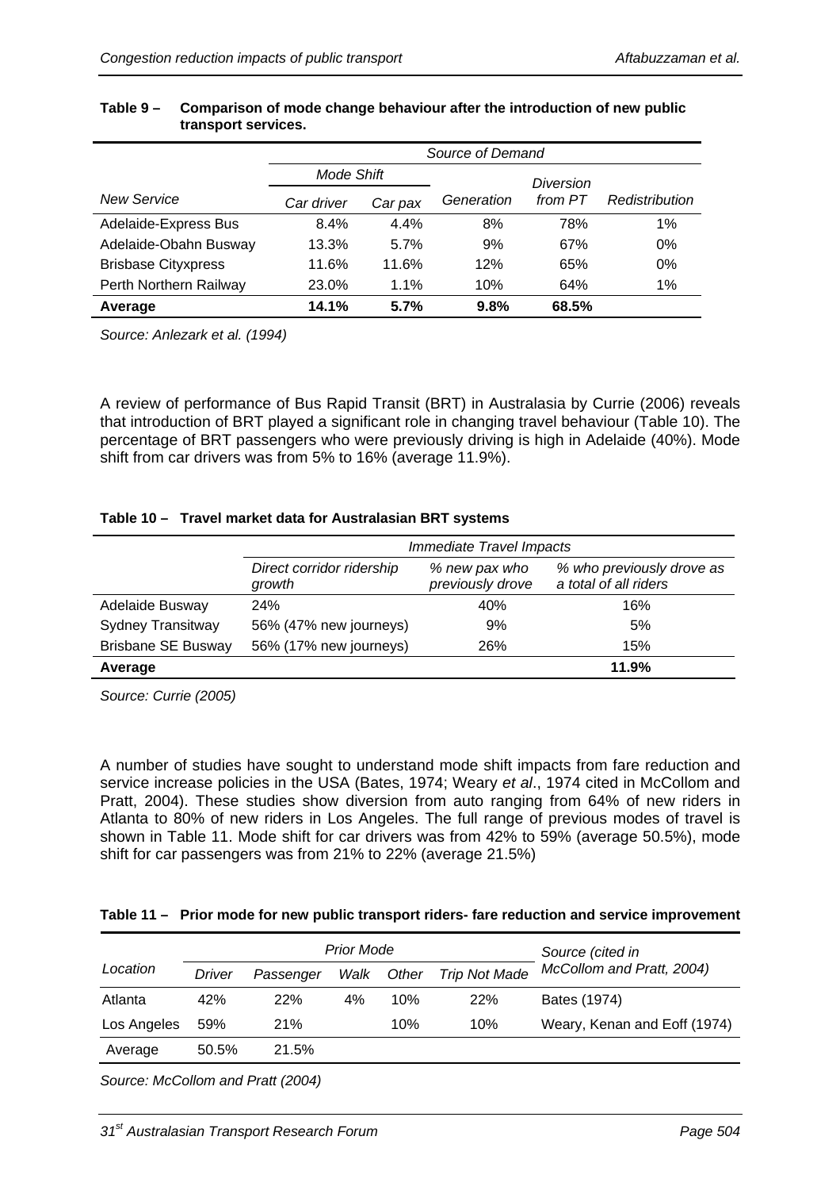**Table 9 – Comparison of mode change behaviour after the introduction of new public transport services.**

| | *Source of Demand* | | | | |
|---|---|---|---|---|---|
| | *Mode Shift* | | | | |
| *New Service* | *Car driver* | *Car pax* | *Generation* | *Diversion from PT* | *Redistribution* |
| Adelaide-Express Bus | 8.4% | 4.4% | 8% | 78% | 1% |
| Adelaide-Obahn Busway | 13.3% | 5.7% | 9% | 67% | 0% |
| Brisbase Cityxpress | 11.6% | 11.6% | 12% | 65% | 0% |
| Perth Northern Railway | 23.0% | 1.1% | 10% | 64% | 1% |
| **Average** | **14.1%** | **5.7%** | **9.8%** | **68.5%** | |

*Source: Anlezark et al. (1994)*

A review of performance of Bus Rapid Transit (BRT) in Australasia by Currie (2006) reveals that introduction of BRT played a significant role in changing travel behaviour (Table 10). The percentage of BRT passengers who were previously driving is high in Adelaide (40%). Mode shift from car drivers was from 5% to 16% (average 11.9%).

**Table 10 – Travel market data for Australasian BRT systems**

| | *Immediate Travel Impacts* | | |
|---|---|---|---|
| | *Direct corridor ridership growth* | *% new pax who previously drove* | *% who previously drove as a total of all riders* |
| Adelaide Busway | 24% | 40% | 16% |
| Sydney Transitway | 56% (47% new journeys) | 9% | 5% |
| Brisbane SE Busway | 56% (17% new journeys) | 26% | 15% |
| **Average** | | | **11.9%** |

*Source: Currie (2005)*

A number of studies have sought to understand mode shift impacts from fare reduction and service increase policies in the USA (Bates, 1974; Weary *et al*., 1974 cited in McCollom and Pratt, 2004). These studies show diversion from auto ranging from 64% of new riders in Atlanta to 80% of new riders in Los Angeles. The full range of previous modes of travel is shown in Table 11. Mode shift for car drivers was from 42% to 59% (average 50.5%), mode shift for car passengers was from 21% to 22% (average 21.5%)

**Table 11 – Prior mode for new public transport riders- fare reduction and service improvement**

| *Location* | *Prior Mode* | | | | | *Source (cited in McCollom and Pratt, 2004)* |
|---|---|---|---|---|---|---|
| | *Driver* | *Passenger* | *Walk* | *Other* | *Trip Not Made* | |
| Atlanta | 42% | 22% | 4% | 10% | 22% | Bates (1974) |
| Los Angeles | 59% | 21% | | 10% | 10% | Weary, Kenan and Eoff (1974) |
| Average | 50.5% | 21.5% | | | | |

*Source: McCollom and Pratt (2004)*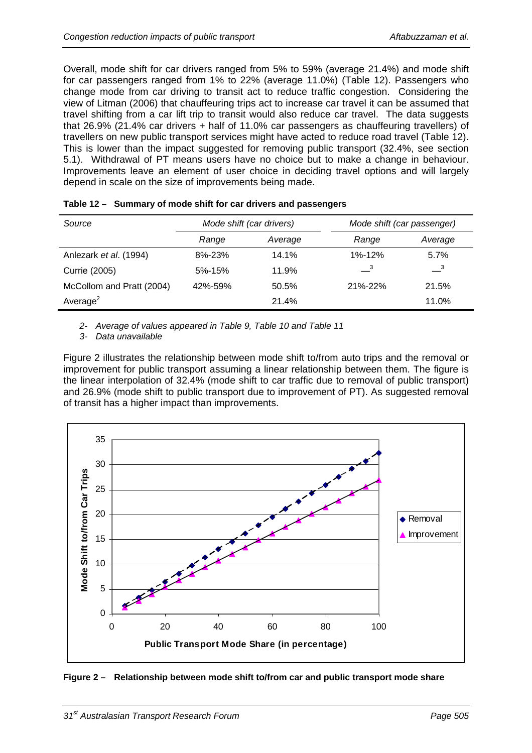Overall, mode shift for car drivers ranged from 5% to 59% (average 21.4%) and mode shift for car passengers ranged from 1% to 22% (average 11.0%) (Table 12). Passengers who change mode from car driving to transit act to reduce traffic congestion. Considering the view of Litman (2006) that chauffeuring trips act to increase car travel it can be assumed that travel shifting from a car lift trip to transit would also reduce car travel. The data suggests that 26.9% (21.4% car drivers + half of 11.0% car passengers as chauffeuring travellers) of travellers on new public transport services might have acted to reduce road travel (Table 12). This is lower than the impact suggested for removing public transport (32.4%, see section 5.1). Withdrawal of PT means users have no choice but to make a change in behaviour. Improvements leave an element of user choice in deciding travel options and will largely depend in scale on the size of improvements being made.

**Table 12 – Summary of mode shift for car drivers and passengers**

| *Source* | *Mode shift (car drivers)* | | *Mode shift (car passenger)* | |
|---|---|---|---|---|
| | *Range* | *Average* | *Range* | *Average* |
| Anlezark *et al*. (1994) | 8%-23% | 14.1% | 1%-12% | 5.7% |
| Currie (2005) | 5%-15% | 11.9% | —[3] | —[3] |
| McCollom and Pratt (2004) | 42%-59% | 50.5% | 21%-22% | 21.5% |
| Average[2] | | 21.4% | | 11.0% |

*2- Average of values appeared in Table 9, Table 10 and Table 11*

*3- Data unavailable*

Figure 2 illustrates the relationship between mode shift to/from auto trips and the removal or improvement for public transport assuming a linear relationship between them. The figure is the linear interpolation of 32.4% (mode shift to car traffic due to removal of public transport) and 26.9% (mode shift to public transport due to improvement of PT). As suggested removal of transit has a higher impact than improvements.

**Figure 2 – Relationship between mode shift to/from car and public transport mode share**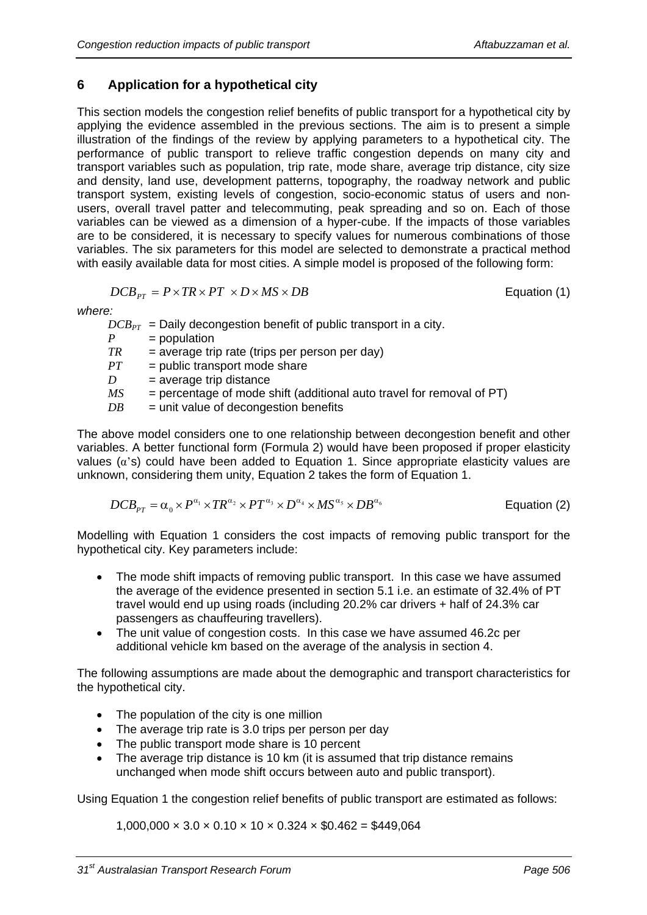## 6 Application for a hypothetical city

This section models the congestion relief benefits of public transport for a hypothetical city by applying the evidence assembled in the previous sections. The aim is to present a simple illustration of the findings of the review by applying parameters to a hypothetical city. The performance of public transport to relieve traffic congestion depends on many city and transport variables such as population, trip rate, mode share, average trip distance, city size and density, land use, development patterns, topography, the roadway network and public transport system, existing levels of congestion, socio-economic status of users and non-users, overall travel patter and telecommuting, peak spreading and so on. Each of those variables can be viewed as a dimension of a hyper-cube. If the impacts of those variables are to be considered, it is necessary to specify values for numerous combinations of those variables. The six parameters for this model are selected to demonstrate a practical method with easily available data for most cities. A simple model is proposed of the following form:

$$DCB_{PT} = P \times TR \times PT \times D \times MS \times DB \qquad \text{Equation (1)}$$

*where:*

- $DCB_{PT}$ = Daily decongestion benefit of public transport in a city.
- $P$ = population
- $TR$ = average trip rate (trips per person per day)
- $PT$ = public transport mode share
- $D$ = average trip distance
- $MS$ = percentage of mode shift (additional auto travel for removal of PT)
- $DB$ = unit value of decongestion benefits

The above model considers one to one relationship between decongestion benefit and other variables. A better functional form (Formula 2) would have been proposed if proper elasticity values ($\alpha$'s) could have been added to Equation 1. Since appropriate elasticity values are unknown, considering them unity, Equation 2 takes the form of Equation 1.

$$DCB_{PT} = \alpha_0 \times P^{\alpha_1} \times TR^{\alpha_2} \times PT^{\alpha_3} \times D^{\alpha_4} \times MS^{\alpha_5} \times DB^{\alpha_6} \qquad \text{Equation (2)}$$

Modelling with Equation 1 considers the cost impacts of removing public transport for the hypothetical city. Key parameters include:

- The mode shift impacts of removing public transport. In this case we have assumed the average of the evidence presented in section 5.1 i.e. an estimate of 32.4% of PT travel would end up using roads (including 20.2% car drivers + half of 24.3% car passengers as chauffeuring travellers).
- The unit value of congestion costs. In this case we have assumed 46.2c per additional vehicle km based on the average of the analysis in section 4.

The following assumptions are made about the demographic and transport characteristics for the hypothetical city.

- The population of the city is one million
- The average trip rate is 3.0 trips per person per day
- The public transport mode share is 10 percent
- The average trip distance is 10 km (it is assumed that trip distance remains unchanged when mode shift occurs between auto and public transport).

Using Equation 1 the congestion relief benefits of public transport are estimated as follows:

1,000,000 × 3.0 × 0.10 × 10 × 0.324 × $0.462 = $449,064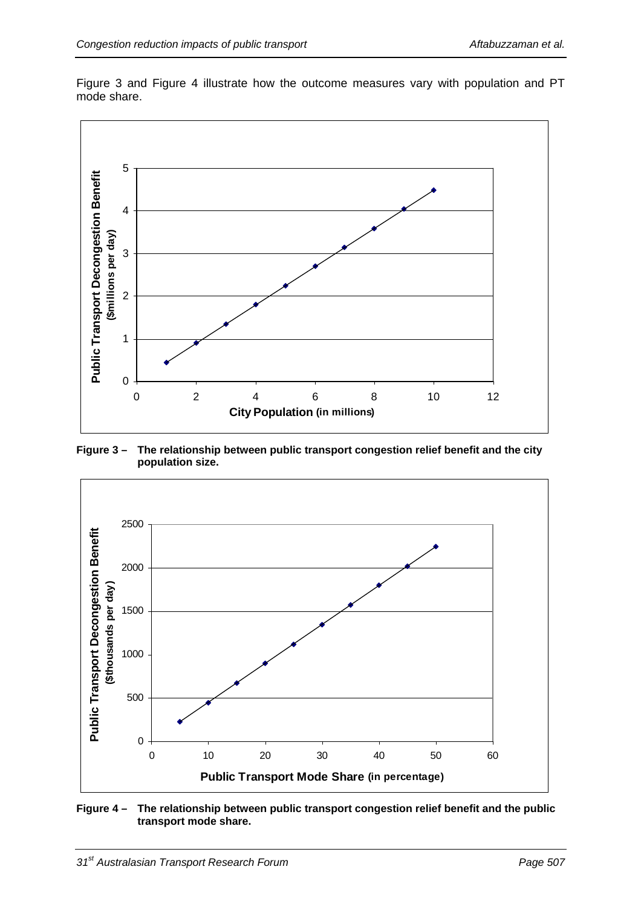Figure 3 and Figure 4 illustrate how the outcome measures vary with population and PT mode share.

**Figure 3 – The relationship between public transport congestion relief benefit and the city population size.**

**Figure 4 – The relationship between public transport congestion relief benefit and the public transport mode share.**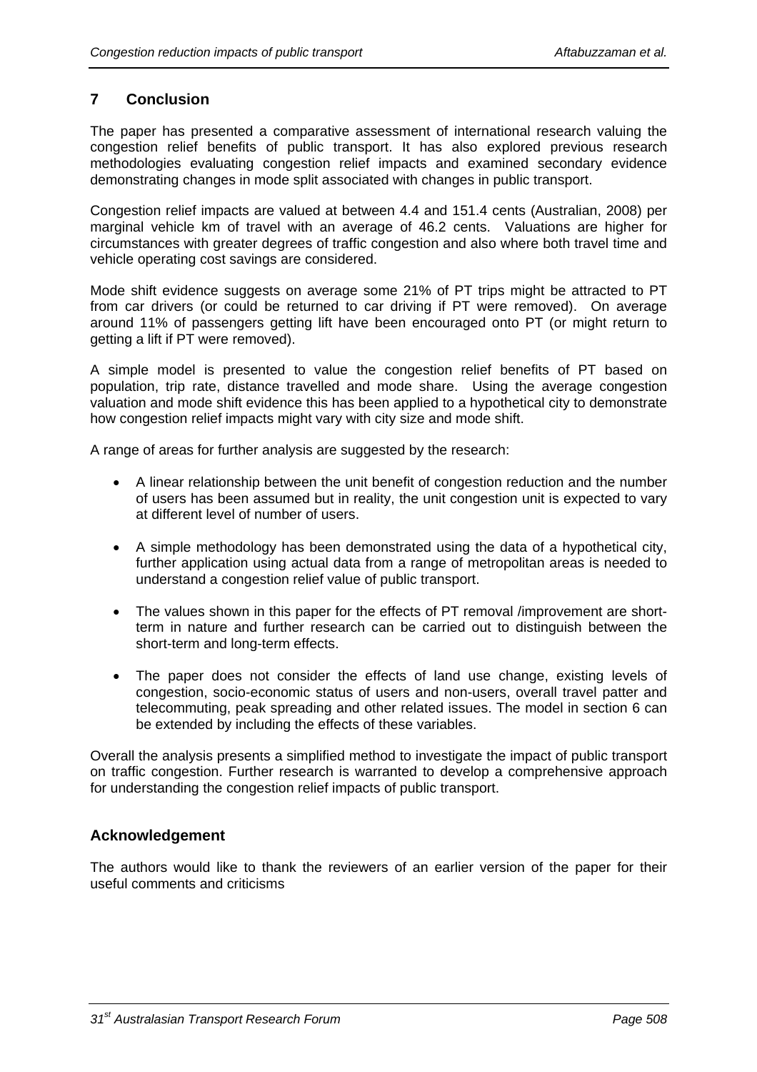## 7 Conclusion

The paper has presented a comparative assessment of international research valuing the congestion relief benefits of public transport. It has also explored previous research methodologies evaluating congestion relief impacts and examined secondary evidence demonstrating changes in mode split associated with changes in public transport.

Congestion relief impacts are valued at between 4.4 and 151.4 cents (Australian, 2008) per marginal vehicle km of travel with an average of 46.2 cents. Valuations are higher for circumstances with greater degrees of traffic congestion and also where both travel time and vehicle operating cost savings are considered.

Mode shift evidence suggests on average some 21% of PT trips might be attracted to PT from car drivers (or could be returned to car driving if PT were removed). On average around 11% of passengers getting lift have been encouraged onto PT (or might return to getting a lift if PT were removed).

A simple model is presented to value the congestion relief benefits of PT based on population, trip rate, distance travelled and mode share. Using the average congestion valuation and mode shift evidence this has been applied to a hypothetical city to demonstrate how congestion relief impacts might vary with city size and mode shift.

A range of areas for further analysis are suggested by the research:

- A linear relationship between the unit benefit of congestion reduction and the number of users has been assumed but in reality, the unit congestion unit is expected to vary at different level of number of users.
- A simple methodology has been demonstrated using the data of a hypothetical city, further application using actual data from a range of metropolitan areas is needed to understand a congestion relief value of public transport.
- The values shown in this paper for the effects of PT removal /improvement are short-term in nature and further research can be carried out to distinguish between the short-term and long-term effects.
- The paper does not consider the effects of land use change, existing levels of congestion, socio-economic status of users and non-users, overall travel patter and telecommuting, peak spreading and other related issues. The model in section 6 can be extended by including the effects of these variables.

Overall the analysis presents a simplified method to investigate the impact of public transport on traffic congestion. Further research is warranted to develop a comprehensive approach for understanding the congestion relief impacts of public transport.

### Acknowledgement

The authors would like to thank the reviewers of an earlier version of the paper for their useful comments and criticisms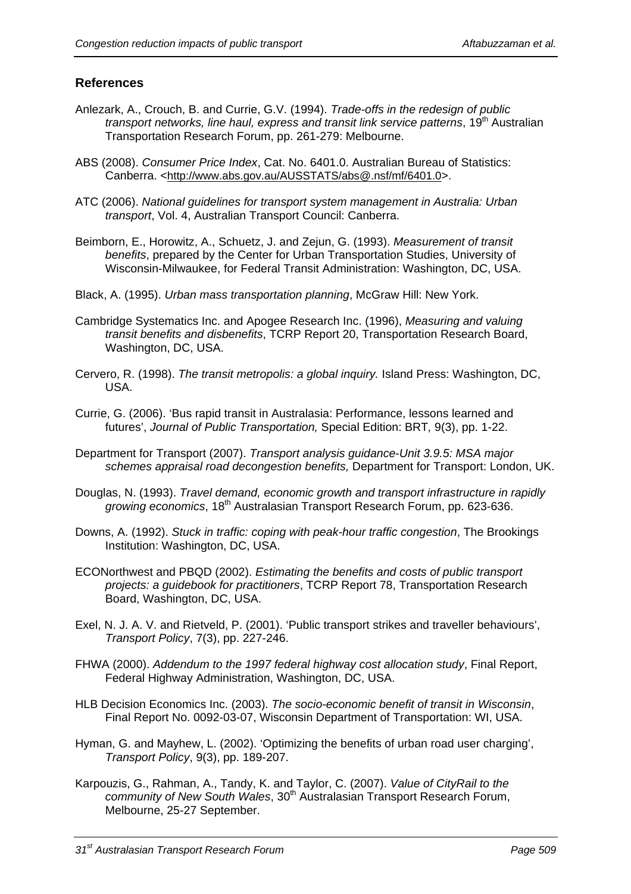## References

Anlezark, A., Crouch, B. and Currie, G.V. (1994). *Trade-offs in the redesign of public transport networks, line haul, express and transit link service patterns*, 19th Australian Transportation Research Forum, pp. 261-279: Melbourne.

ABS (2008). *Consumer Price Index*, Cat. No. 6401.0. Australian Bureau of Statistics: Canberra. <http://www.abs.gov.au/AUSSTATS/abs@.nsf/mf/6401.0>.

ATC (2006). *National guidelines for transport system management in Australia: Urban transport*, Vol. 4, Australian Transport Council: Canberra.

Beimborn, E., Horowitz, A., Schuetz, J. and Zejun, G. (1993). *Measurement of transit benefits*, prepared by the Center for Urban Transportation Studies, University of Wisconsin-Milwaukee, for Federal Transit Administration: Washington, DC, USA.

Black, A. (1995). *Urban mass transportation planning*, McGraw Hill: New York.

Cambridge Systematics Inc. and Apogee Research Inc. (1996), *Measuring and valuing transit benefits and disbenefits*, TCRP Report 20, Transportation Research Board, Washington, DC, USA.

Cervero, R. (1998). *The transit metropolis: a global inquiry.* Island Press: Washington, DC, USA.

Currie, G. (2006). 'Bus rapid transit in Australasia: Performance, lessons learned and futures', *Journal of Public Transportation,* Special Edition: BRT*,* 9(3), pp. 1-22.

Department for Transport (2007). *Transport analysis guidance-Unit 3.9.5: MSA major schemes appraisal road decongestion benefits,* Department for Transport: London, UK.

Douglas, N. (1993). *Travel demand, economic growth and transport infrastructure in rapidly growing economics*, 18th Australasian Transport Research Forum, pp. 623-636.

Downs, A. (1992). *Stuck in traffic: coping with peak-hour traffic congestion*, The Brookings Institution: Washington, DC, USA.

ECONorthwest and PBQD (2002). *Estimating the benefits and costs of public transport projects: a guidebook for practitioners*, TCRP Report 78, Transportation Research Board, Washington, DC, USA.

Exel, N. J. A. V. and Rietveld, P. (2001). 'Public transport strikes and traveller behaviours', *Transport Policy*, 7(3), pp. 227-246.

FHWA (2000). *Addendum to the 1997 federal highway cost allocation study*, Final Report, Federal Highway Administration, Washington, DC, USA.

HLB Decision Economics Inc. (2003). *The socio-economic benefit of transit in Wisconsin*, Final Report No. 0092-03-07, Wisconsin Department of Transportation: WI, USA.

Hyman, G. and Mayhew, L. (2002). 'Optimizing the benefits of urban road user charging', *Transport Policy*, 9(3), pp. 189-207.

Karpouzis, G., Rahman, A., Tandy, K. and Taylor, C. (2007). *Value of CityRail to the community of New South Wales*, 30th Australasian Transport Research Forum, Melbourne, 25-27 September.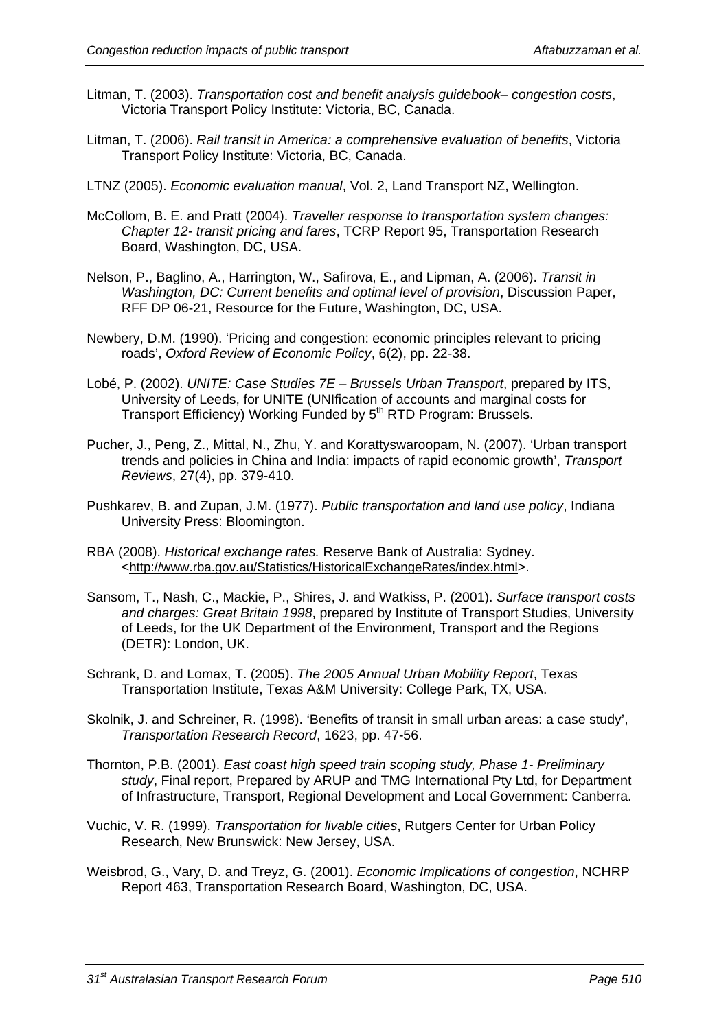Litman, T. (2003). *Transportation cost and benefit analysis guidebook– congestion costs*, Victoria Transport Policy Institute: Victoria, BC, Canada.

Litman, T. (2006). *Rail transit in America: a comprehensive evaluation of benefits*, Victoria Transport Policy Institute: Victoria, BC, Canada.

LTNZ (2005). *Economic evaluation manual*, Vol. 2, Land Transport NZ, Wellington.

McCollom, B. E. and Pratt (2004). *Traveller response to transportation system changes: Chapter 12- transit pricing and fares*, TCRP Report 95, Transportation Research Board, Washington, DC, USA.

Nelson, P., Baglino, A., Harrington, W., Safirova, E., and Lipman, A. (2006). *Transit in Washington, DC: Current benefits and optimal level of provision*, Discussion Paper, RFF DP 06-21, Resource for the Future, Washington, DC, USA.

Newbery, D.M. (1990). 'Pricing and congestion: economic principles relevant to pricing roads', *Oxford Review of Economic Policy*, 6(2), pp. 22-38.

Lobé, P. (2002). *UNITE: Case Studies 7E – Brussels Urban Transport*, prepared by ITS, University of Leeds, for UNITE (UNIfication of accounts and marginal costs for Transport Efficiency) Working Funded by 5th RTD Program: Brussels.

Pucher, J., Peng, Z., Mittal, N., Zhu, Y. and Korattyswaroopam, N. (2007). 'Urban transport trends and policies in China and India: impacts of rapid economic growth', *Transport Reviews*, 27(4), pp. 379-410.

Pushkarev, B. and Zupan, J.M. (1977). *Public transportation and land use policy*, Indiana University Press: Bloomington.

RBA (2008). *Historical exchange rates.* Reserve Bank of Australia: Sydney. <http://www.rba.gov.au/Statistics/HistoricalExchangeRates/index.html>.

Sansom, T., Nash, C., Mackie, P., Shires, J. and Watkiss, P. (2001). *Surface transport costs and charges: Great Britain 1998*, prepared by Institute of Transport Studies, University of Leeds, for the UK Department of the Environment, Transport and the Regions (DETR): London, UK.

Schrank, D. and Lomax, T. (2005). *The 2005 Annual Urban Mobility Report*, Texas Transportation Institute, Texas A&M University: College Park, TX, USA.

Skolnik, J. and Schreiner, R. (1998). 'Benefits of transit in small urban areas: a case study', *Transportation Research Record*, 1623, pp. 47-56.

Thornton, P.B. (2001). *East coast high speed train scoping study, Phase 1- Preliminary study*, Final report, Prepared by ARUP and TMG International Pty Ltd, for Department of Infrastructure, Transport, Regional Development and Local Government: Canberra.

Vuchic, V. R. (1999). *Transportation for livable cities*, Rutgers Center for Urban Policy Research, New Brunswick: New Jersey, USA.

Weisbrod, G., Vary, D. and Treyz, G. (2001). *Economic Implications of congestion*, NCHRP Report 463, Transportation Research Board, Washington, DC, USA.